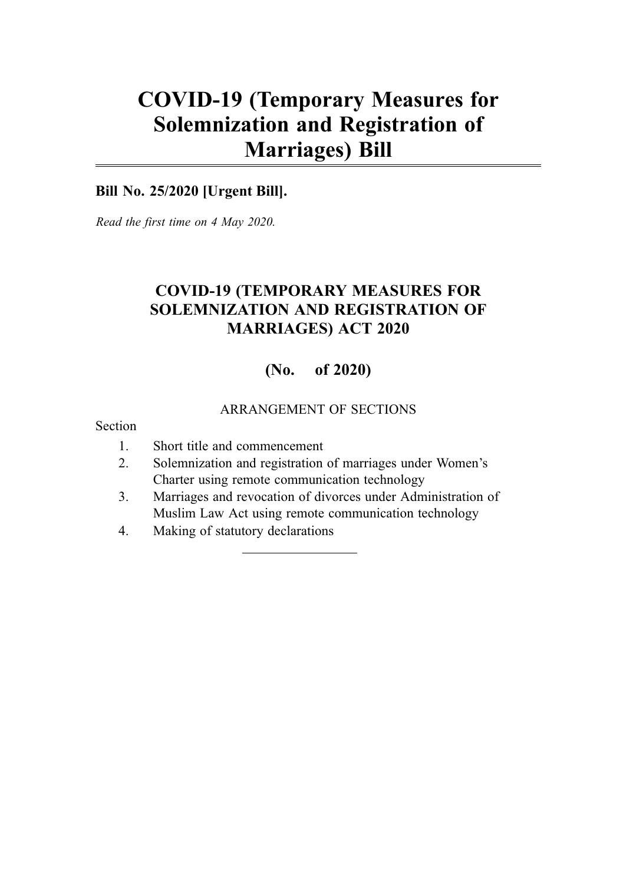# COVID-19 (Temporary Measures for Solemnization and Registration of Marriages) Bill

**Bill No. 25/2020 [Urgent Bill].**

*Read the first time on 4 May 2020.*

## COVID-19 (TEMPORARY MEASURES FOR SOLEMNIZATION AND REGISTRATION OF MARRIAGES) ACT 2020

### (No. of 2020)

ARRANGEMENT OF SECTIONS

Section

1. Short title and commencement
2. Solemnization and registration of marriages under Women's Charter using remote communication technology
3. Marriages and revocation of divorces under Administration of Muslim Law Act using remote communication technology
4. Making of statutory declarations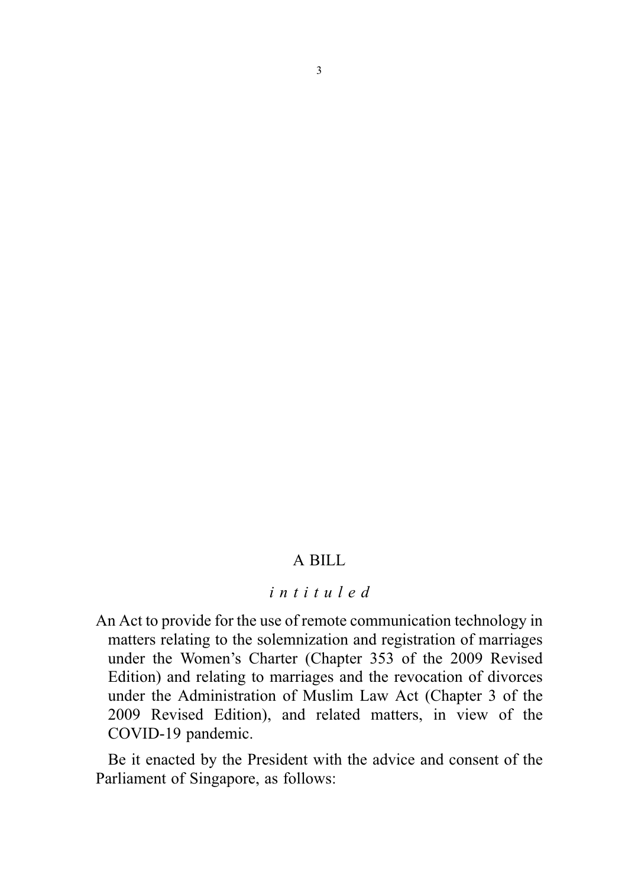A BILL

*intituled*

An Act to provide for the use of remote communication technology in matters relating to the solemnization and registration of marriages under the Women's Charter (Chapter 353 of the 2009 Revised Edition) and relating to marriages and the revocation of divorces under the Administration of Muslim Law Act (Chapter 3 of the 2009 Revised Edition), and related matters, in view of the COVID-19 pandemic.

Be it enacted by the President with the advice and consent of the Parliament of Singapore, as follows: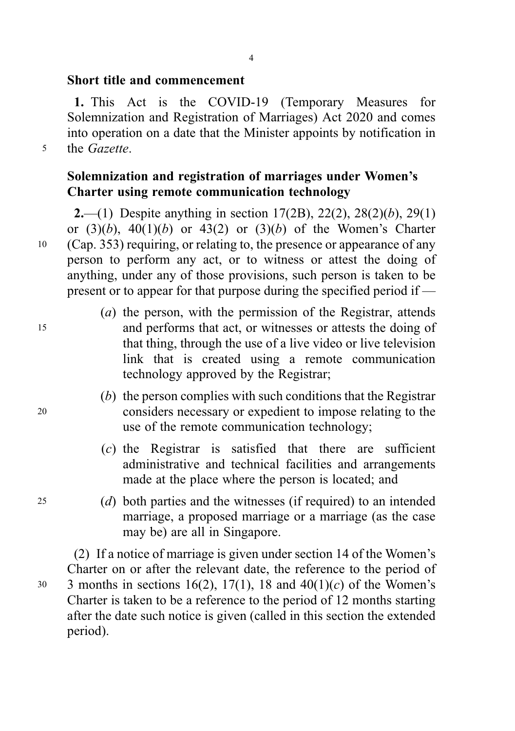### Short title and commencement

**1.** This Act is the COVID-19 (Temporary Measures for Solemnization and Registration of Marriages) Act 2020 and comes into operation on a date that the Minister appoints by notification in the *Gazette*.

### Solemnization and registration of marriages under Women's Charter using remote communication technology

**2.**—(1) Despite anything in section 17(2B), 22(2), 28(2)(*b*), 29(1) or (3)(*b*), 40(1)(*b*) or 43(2) or (3)(*b*) of the Women's Charter (Cap. 353) requiring, or relating to, the presence or appearance of any person to perform any act, or to witness or attest the doing of anything, under any of those provisions, such person is taken to be present or to appear for that purpose during the specified period if —

(*a*) the person, with the permission of the Registrar, attends and performs that act, or witnesses or attests the doing of that thing, through the use of a live video or live television link that is created using a remote communication technology approved by the Registrar;

(*b*) the person complies with such conditions that the Registrar considers necessary or expedient to impose relating to the use of the remote communication technology;

(*c*) the Registrar is satisfied that there are sufficient administrative and technical facilities and arrangements made at the place where the person is located; and

(*d*) both parties and the witnesses (if required) to an intended marriage, a proposed marriage or a marriage (as the case may be) are all in Singapore.

(2) If a notice of marriage is given under section 14 of the Women's Charter on or after the relevant date, the reference to the period of 3 months in sections 16(2), 17(1), 18 and 40(1)(*c*) of the Women's Charter is taken to be a reference to the period of 12 months starting after the date such notice is given (called in this section the extended period).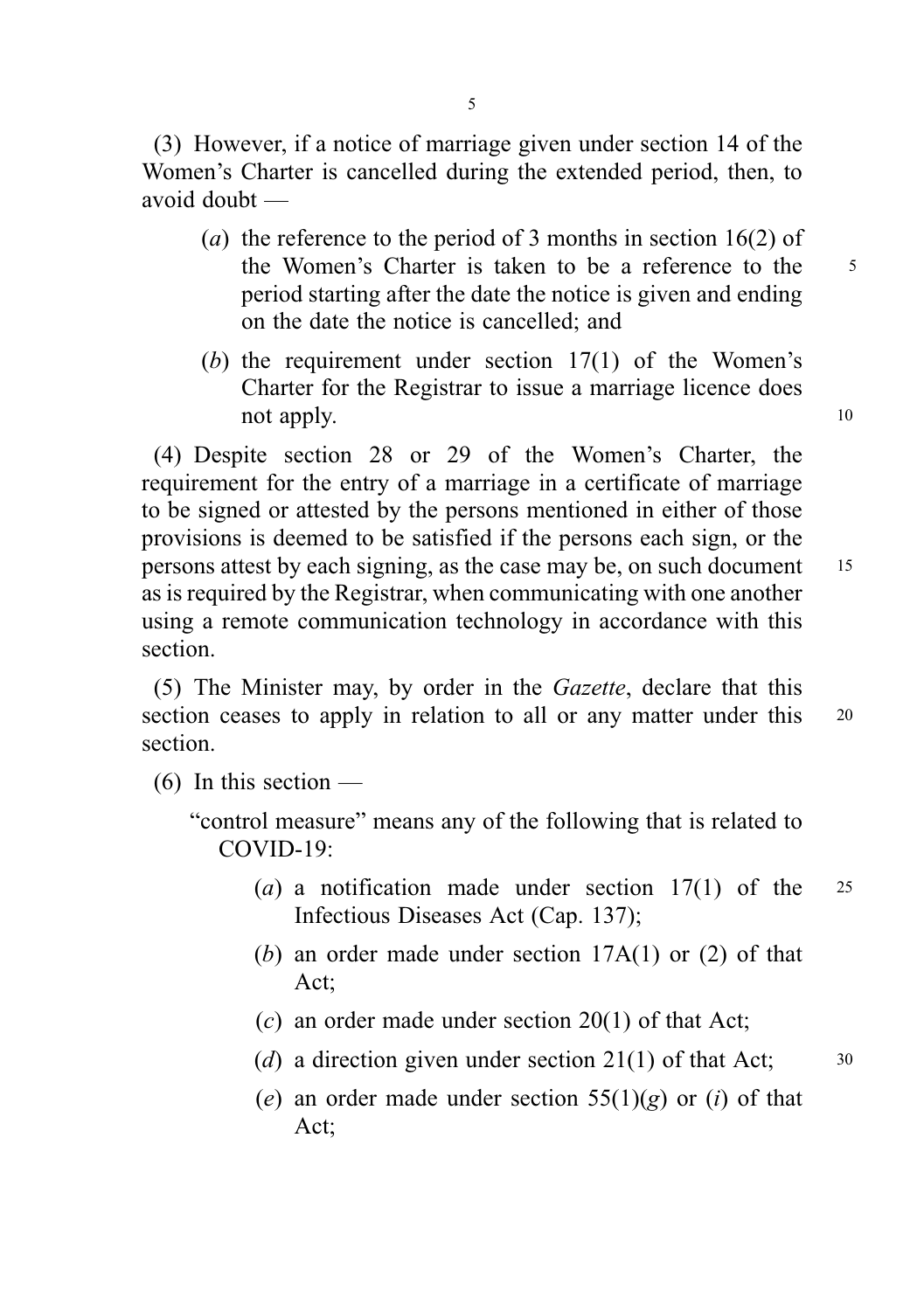(3) However, if a notice of marriage given under section 14 of the Women's Charter is cancelled during the extended period, then, to avoid doubt —

(*a*) the reference to the period of 3 months in section 16(2) of the Women's Charter is taken to be a reference to the period starting after the date the notice is given and ending on the date the notice is cancelled; and

(*b*) the requirement under section 17(1) of the Women's Charter for the Registrar to issue a marriage licence does not apply.

(4) Despite section 28 or 29 of the Women's Charter, the requirement for the entry of a marriage in a certificate of marriage to be signed or attested by the persons mentioned in either of those provisions is deemed to be satisfied if the persons each sign, or the persons attest by each signing, as the case may be, on such document as is required by the Registrar, when communicating with one another using a remote communication technology in accordance with this section.

(5) The Minister may, by order in the *Gazette*, declare that this section ceases to apply in relation to all or any matter under this section.

(6) In this section —

"control measure" means any of the following that is related to COVID-19:

(*a*) a notification made under section 17(1) of the Infectious Diseases Act (Cap. 137);

(*b*) an order made under section 17A(1) or (2) of that Act;

(*c*) an order made under section 20(1) of that Act;

(*d*) a direction given under section 21(1) of that Act;

(*e*) an order made under section 55(1)(*g*) or (*i*) of that Act;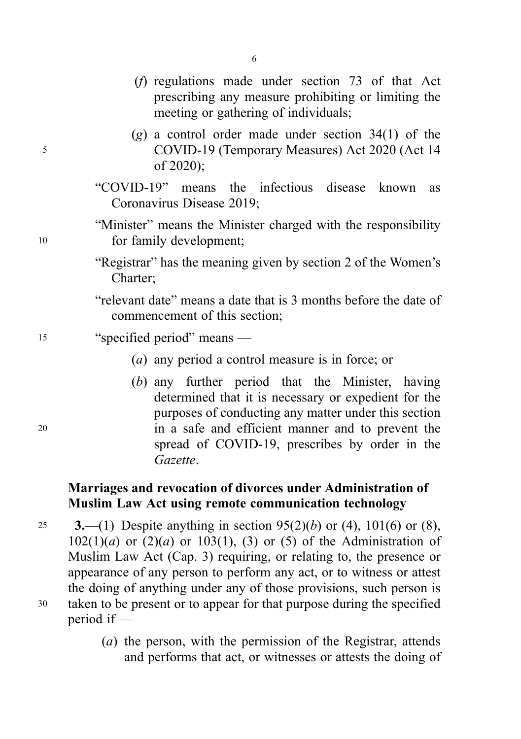(*f*) regulations made under section 73 of that Act prescribing any measure prohibiting or limiting the meeting or gathering of individuals;

(*g*) a control order made under section 34(1) of the COVID-19 (Temporary Measures) Act 2020 (Act 14 of 2020);

"COVID-19" means the infectious disease known as Coronavirus Disease 2019;

"Minister" means the Minister charged with the responsibility for family development;

"Registrar" has the meaning given by section 2 of the Women's Charter;

"relevant date" means a date that is 3 months before the date of commencement of this section;

"specified period" means —

(*a*) any period a control measure is in force; or

(*b*) any further period that the Minister, having determined that it is necessary or expedient for the purposes of conducting any matter under this section in a safe and efficient manner and to prevent the spread of COVID-19, prescribes by order in the *Gazette*.

**Marriages and revocation of divorces under Administration of Muslim Law Act using remote communication technology**

**3.**—(1) Despite anything in section 95(2)(*b*) or (4), 101(6) or (8), 102(1)(*a*) or (2)(*a*) or 103(1), (3) or (5) of the Administration of Muslim Law Act (Cap. 3) requiring, or relating to, the presence or appearance of any person to perform any act, or to witness or attest the doing of anything under any of those provisions, such person is taken to be present or to appear for that purpose during the specified period if —

(*a*) the person, with the permission of the Registrar, attends and performs that act, or witnesses or attests the doing of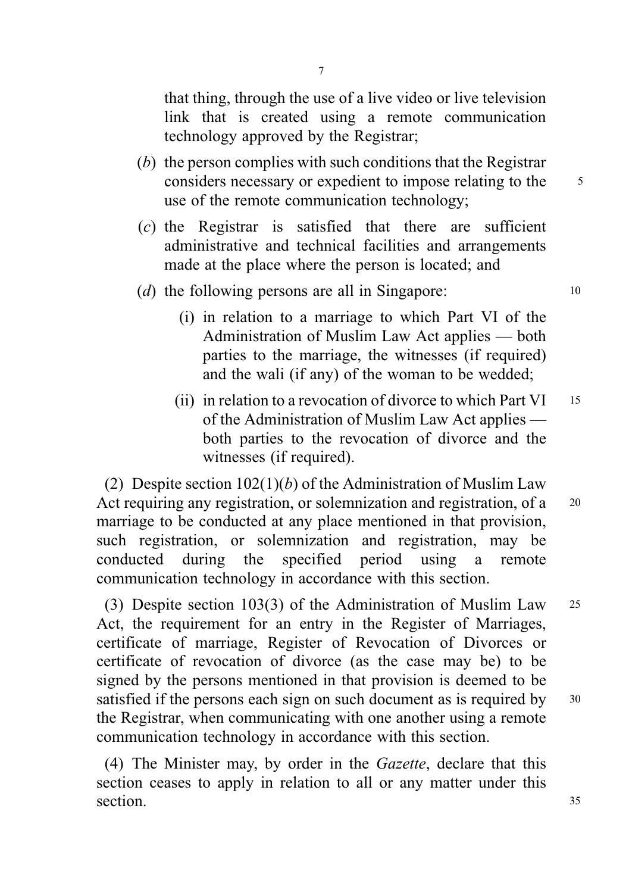that thing, through the use of a live video or live television link that is created using a remote communication technology approved by the Registrar;

(*b*) the person complies with such conditions that the Registrar considers necessary or expedient to impose relating to the use of the remote communication technology;

(*c*) the Registrar is satisfied that there are sufficient administrative and technical facilities and arrangements made at the place where the person is located; and

(*d*) the following persons are all in Singapore:

(i) in relation to a marriage to which Part VI of the Administration of Muslim Law Act applies — both parties to the marriage, the witnesses (if required) and the wali (if any) of the woman to be wedded;

(ii) in relation to a revocation of divorce to which Part VI of the Administration of Muslim Law Act applies — both parties to the revocation of divorce and the witnesses (if required).

(2) Despite section 102(1)(*b*) of the Administration of Muslim Law Act requiring any registration, or solemnization and registration, of a marriage to be conducted at any place mentioned in that provision, such registration, or solemnization and registration, may be conducted during the specified period using a remote communication technology in accordance with this section.

(3) Despite section 103(3) of the Administration of Muslim Law Act, the requirement for an entry in the Register of Marriages, certificate of marriage, Register of Revocation of Divorces or certificate of revocation of divorce (as the case may be) to be signed by the persons mentioned in that provision is deemed to be satisfied if the persons each sign on such document as is required by the Registrar, when communicating with one another using a remote communication technology in accordance with this section.

(4) The Minister may, by order in the *Gazette*, declare that this section ceases to apply in relation to all or any matter under this section.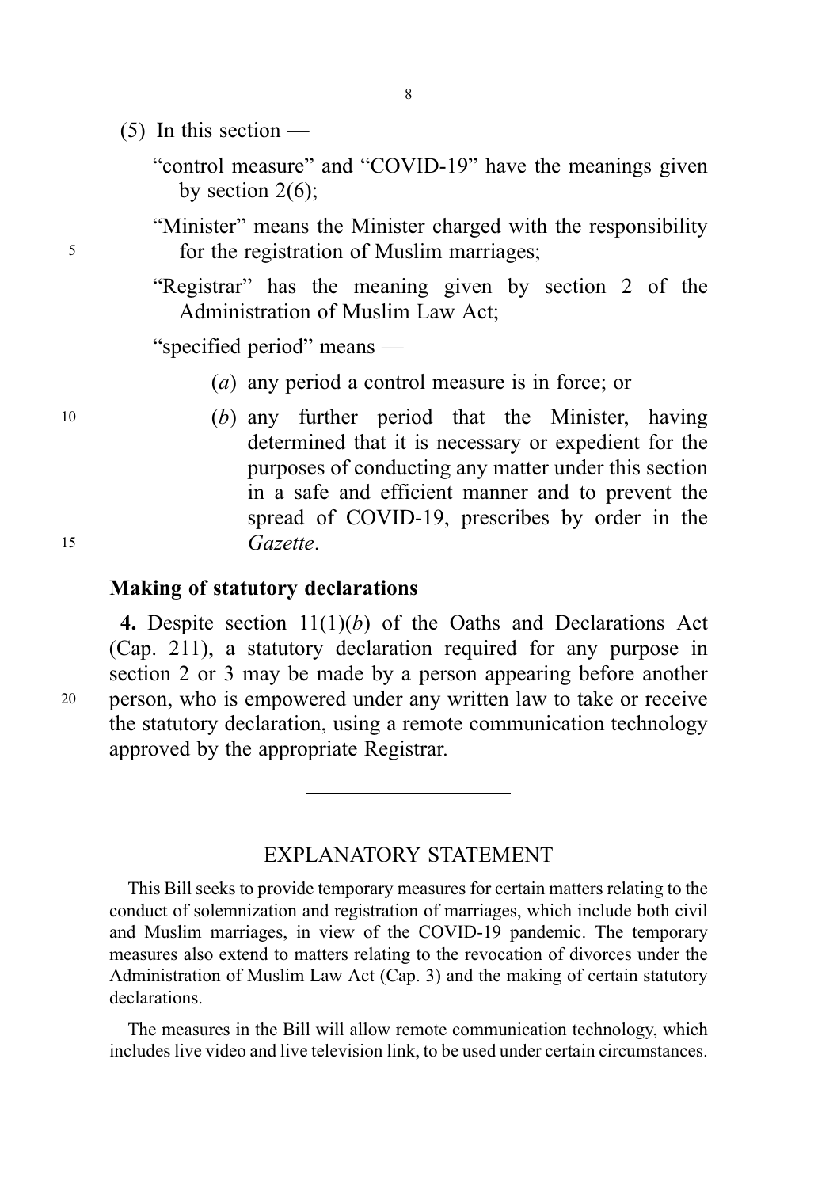(5) In this section —

"control measure" and "COVID-19" have the meanings given by section 2(6);

"Minister" means the Minister charged with the responsibility for the registration of Muslim marriages;

"Registrar" has the meaning given by section 2 of the Administration of Muslim Law Act;

"specified period" means —

(*a*) any period a control measure is in force; or

(*b*) any further period that the Minister, having determined that it is necessary or expedient for the purposes of conducting any matter under this section in a safe and efficient manner and to prevent the spread of COVID-19, prescribes by order in the *Gazette*.

**Making of statutory declarations**

**4.** Despite section 11(1)(*b*) of the Oaths and Declarations Act (Cap. 211), a statutory declaration required for any purpose in section 2 or 3 may be made by a person appearing before another person, who is empowered under any written law to take or receive the statutory declaration, using a remote communication technology approved by the appropriate Registrar.

---

## EXPLANATORY STATEMENT

This Bill seeks to provide temporary measures for certain matters relating to the conduct of solemnization and registration of marriages, which include both civil and Muslim marriages, in view of the COVID-19 pandemic. The temporary measures also extend to matters relating to the revocation of divorces under the Administration of Muslim Law Act (Cap. 3) and the making of certain statutory declarations.

The measures in the Bill will allow remote communication technology, which includes live video and live television link, to be used under certain circumstances.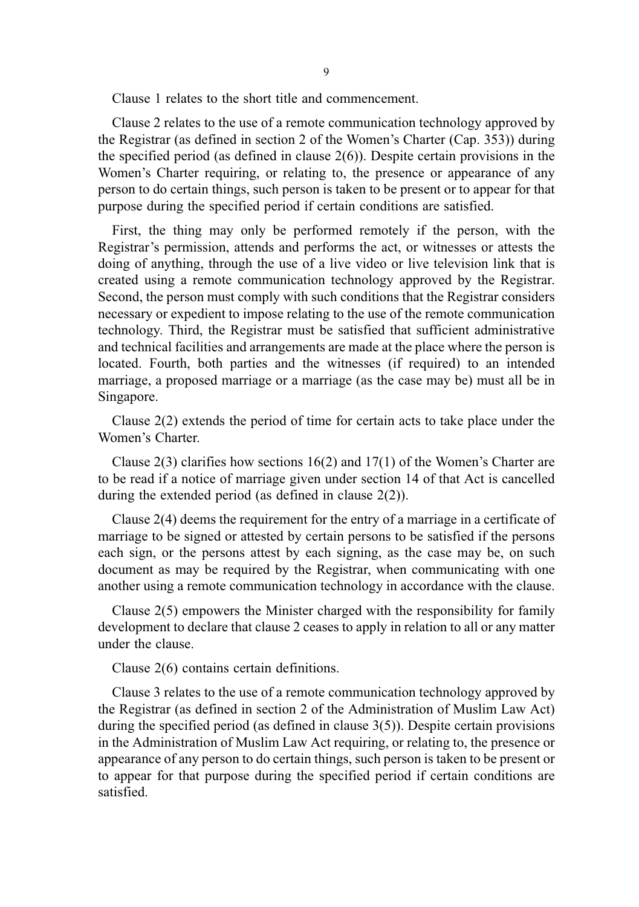Clause 1 relates to the short title and commencement.

Clause 2 relates to the use of a remote communication technology approved by the Registrar (as defined in section 2 of the Women's Charter (Cap. 353)) during the specified period (as defined in clause 2(6)). Despite certain provisions in the Women's Charter requiring, or relating to, the presence or appearance of any person to do certain things, such person is taken to be present or to appear for that purpose during the specified period if certain conditions are satisfied.

First, the thing may only be performed remotely if the person, with the Registrar's permission, attends and performs the act, or witnesses or attests the doing of anything, through the use of a live video or live television link that is created using a remote communication technology approved by the Registrar. Second, the person must comply with such conditions that the Registrar considers necessary or expedient to impose relating to the use of the remote communication technology. Third, the Registrar must be satisfied that sufficient administrative and technical facilities and arrangements are made at the place where the person is located. Fourth, both parties and the witnesses (if required) to an intended marriage, a proposed marriage or a marriage (as the case may be) must all be in Singapore.

Clause 2(2) extends the period of time for certain acts to take place under the Women's Charter.

Clause 2(3) clarifies how sections 16(2) and 17(1) of the Women's Charter are to be read if a notice of marriage given under section 14 of that Act is cancelled during the extended period (as defined in clause 2(2)).

Clause 2(4) deems the requirement for the entry of a marriage in a certificate of marriage to be signed or attested by certain persons to be satisfied if the persons each sign, or the persons attest by each signing, as the case may be, on such document as may be required by the Registrar, when communicating with one another using a remote communication technology in accordance with the clause.

Clause 2(5) empowers the Minister charged with the responsibility for family development to declare that clause 2 ceases to apply in relation to all or any matter under the clause.

Clause 2(6) contains certain definitions.

Clause 3 relates to the use of a remote communication technology approved by the Registrar (as defined in section 2 of the Administration of Muslim Law Act) during the specified period (as defined in clause 3(5)). Despite certain provisions in the Administration of Muslim Law Act requiring, or relating to, the presence or appearance of any person to do certain things, such person is taken to be present or to appear for that purpose during the specified period if certain conditions are satisfied.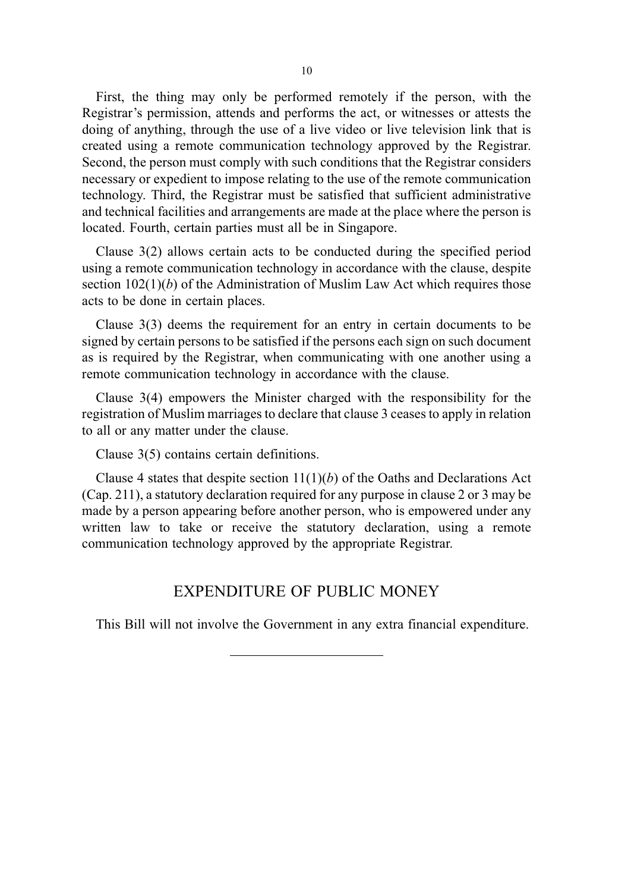First, the thing may only be performed remotely if the person, with the Registrar's permission, attends and performs the act, or witnesses or attests the doing of anything, through the use of a live video or live television link that is created using a remote communication technology approved by the Registrar. Second, the person must comply with such conditions that the Registrar considers necessary or expedient to impose relating to the use of the remote communication technology. Third, the Registrar must be satisfied that sufficient administrative and technical facilities and arrangements are made at the place where the person is located. Fourth, certain parties must all be in Singapore.

Clause 3(2) allows certain acts to be conducted during the specified period using a remote communication technology in accordance with the clause, despite section 102(1)(*b*) of the Administration of Muslim Law Act which requires those acts to be done in certain places.

Clause 3(3) deems the requirement for an entry in certain documents to be signed by certain persons to be satisfied if the persons each sign on such document as is required by the Registrar, when communicating with one another using a remote communication technology in accordance with the clause.

Clause 3(4) empowers the Minister charged with the responsibility for the registration of Muslim marriages to declare that clause 3 ceases to apply in relation to all or any matter under the clause.

Clause 3(5) contains certain definitions.

Clause 4 states that despite section 11(1)(*b*) of the Oaths and Declarations Act (Cap. 211), a statutory declaration required for any purpose in clause 2 or 3 may be made by a person appearing before another person, who is empowered under any written law to take or receive the statutory declaration, using a remote communication technology approved by the appropriate Registrar.

## EXPENDITURE OF PUBLIC MONEY

This Bill will not involve the Government in any extra financial expenditure.